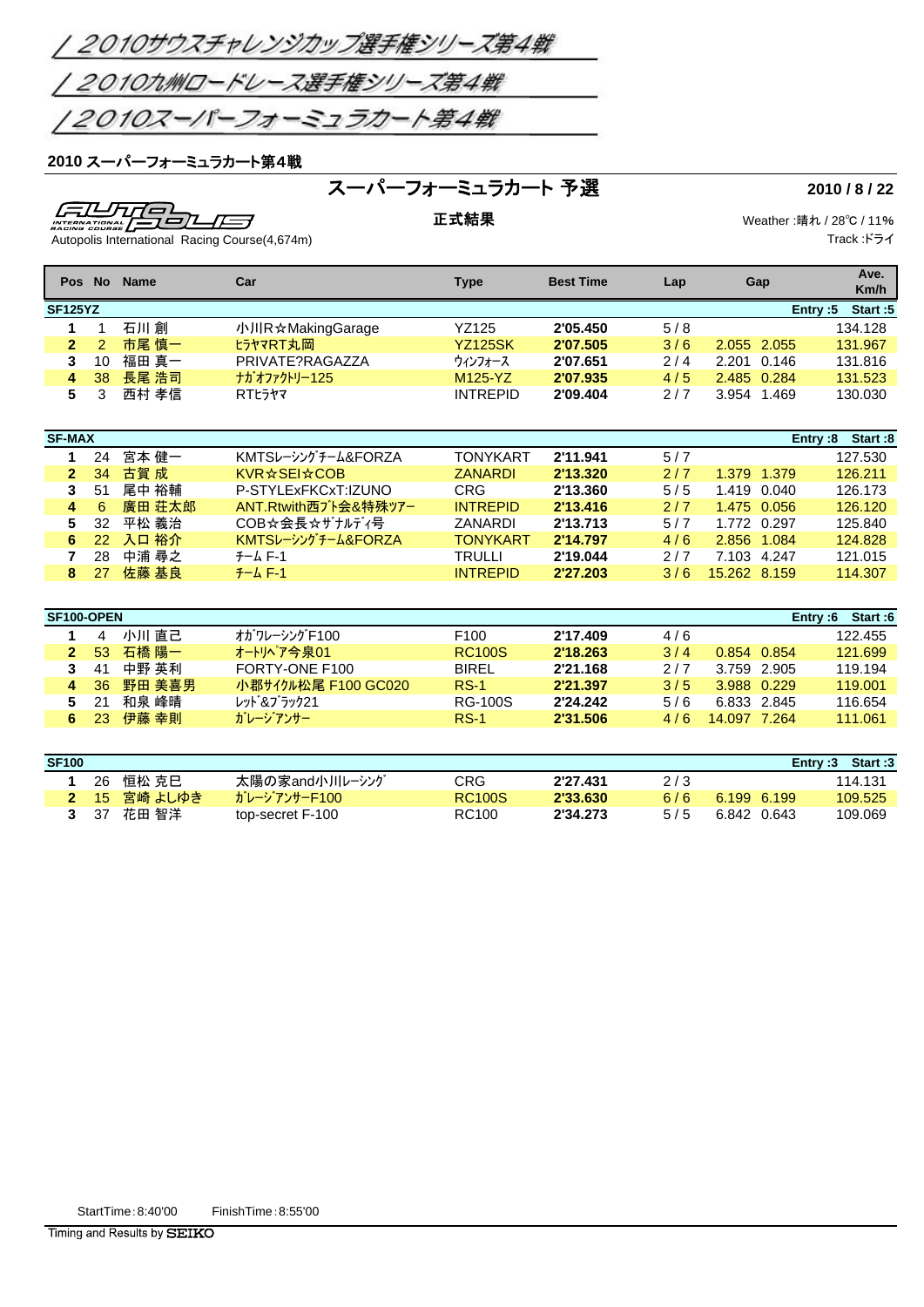# 2010サウスチャレンジカップ選手権シリーズ第4戦

# 2010九州ロードレース選手権シリーズ第4戦

# 2010スーパーフォーミュラカート第4戦

**2010 スーパーフォーミュラカート第4戦**

## スーパーフォーミュラカート 予選

**2010 / 8 / 22**

**正式結果**

Autopolis International Racing Course(4,674m)

Weather :晴れ / 28℃ / 11%
Track :ドライ

| Pos | No | Name | Car | Type | Best Time | Lap | Gap | | Ave. Km/h |
|---|---|---|---|---|---|---|---|---|---|
| **SF125YZ** | | | | | | | | Entry :5 | Start :5 |
| 1 | 1 | 石川 創 | 小川R☆MakingGarage | YZ125 | 2'05.450 | 5 / 8 | | | 134.128 |
| 2 | 2 | 市尾 慎一 | ヒラヤマRT丸岡 | YZ125SK | 2'07.505 | 3 / 6 | 2.055 | 2.055 | 131.967 |
| 3 | 10 | 福田 真一 | PRIVATE?RAGAZZA | ウィンフォース | 2'07.651 | 2 / 4 | 2.201 | 0.146 | 131.816 |
| 4 | 38 | 長尾 浩司 | ナガオファクトリー125 | M125-YZ | 2'07.935 | 4 / 5 | 2.485 | 0.284 | 131.523 |
| 5 | 3 | 西村 孝信 | RTヒラヤマ | INTREPID | 2'09.404 | 2 / 7 | 3.954 | 1.469 | 130.030 |
| **SF-MAX** | | | | | | | | Entry :8 | Start :8 |
| 1 | 24 | 宮本 健一 | KMTSレーシングチーム&FORZA | TONYKART | 2'11.941 | 5 / 7 | | | 127.530 |
| 2 | 34 | 古賀 成 | KVR☆SEI☆COB | ZANARDI | 2'13.320 | 2 / 7 | 1.379 | 1.379 | 126.211 |
| 3 | 51 | 尾中 裕輔 | P-STYLExFKCxT:IZUNO | CRG | 2'13.360 | 5 / 5 | 1.419 | 0.040 | 126.173 |
| 4 | 6 | 廣田 荘太郎 | ANT.Rtwith西プト会&特殊ツアー | INTREPID | 2'13.416 | 2 / 7 | 1.475 | 0.056 | 126.120 |
| 5 | 32 | 平松 義治 | COB☆会長☆ザナルディ号 | ZANARDI | 2'13.713 | 5 / 7 | 1.772 | 0.297 | 125.840 |
| 6 | 22 | 入口 裕介 | KMTSレーシングチーム&FORZA | TONYKART | 2'14.797 | 4 / 6 | 2.856 | 1.084 | 124.828 |
| 7 | 28 | 中浦 尋之 | チーム F-1 | TRULLI | 2'19.044 | 2 / 7 | 7.103 | 4.247 | 121.015 |
| 8 | 27 | 佐藤 基良 | チーム F-1 | INTREPID | 2'27.203 | 3 / 6 | 15.262 | 8.159 | 114.307 |
| **SF100-OPEN** | | | | | | | | Entry :6 | Start :6 |
| 1 | 4 | 小川 直己 | オガワレーシングF100 | F100 | 2'17.409 | 4 / 6 | | | 122.455 |
| 2 | 53 | 石橋 陽一 | オートリペア今泉01 | RC100S | 2'18.263 | 3 / 4 | 0.854 | 0.854 | 121.699 |
| 3 | 41 | 中野 英利 | FORTY-ONE F100 | BIREL | 2'21.168 | 2 / 7 | 3.759 | 2.905 | 119.194 |
| 4 | 36 | 野田 美喜男 | 小郡サイクル松尾 F100 GC020 | RS-1 | 2'21.397 | 3 / 5 | 3.988 | 0.229 | 119.001 |
| 5 | 21 | 和泉 峰晴 | レッド&ブラック21 | RG-100S | 2'24.242 | 5 / 6 | 6.833 | 2.845 | 116.654 |
| 6 | 23 | 伊藤 幸則 | ガレージアンサー | RS-1 | 2'31.506 | 4 / 6 | 14.097 | 7.264 | 111.061 |
| **SF100** | | | | | | | | Entry :3 | Start :3 |
| 1 | 26 | 恒松 克巳 | 太陽の家and小川レーシング | CRG | 2'27.431 | 2 / 3 | | | 114.131 |
| 2 | 15 | 宮崎 よしゆき | ガレージアンサーF100 | RC100S | 2'33.630 | 6 / 6 | 6.199 | 6.199 | 109.525 |
| 3 | 37 | 花田 智洋 | top-secret F-100 | RC100 | 2'34.273 | 5 / 5 | 6.842 | 0.643 | 109.069 |

StartTime : 8:40'00 FinishTime : 8:55'00

Timing and Results by SEIKO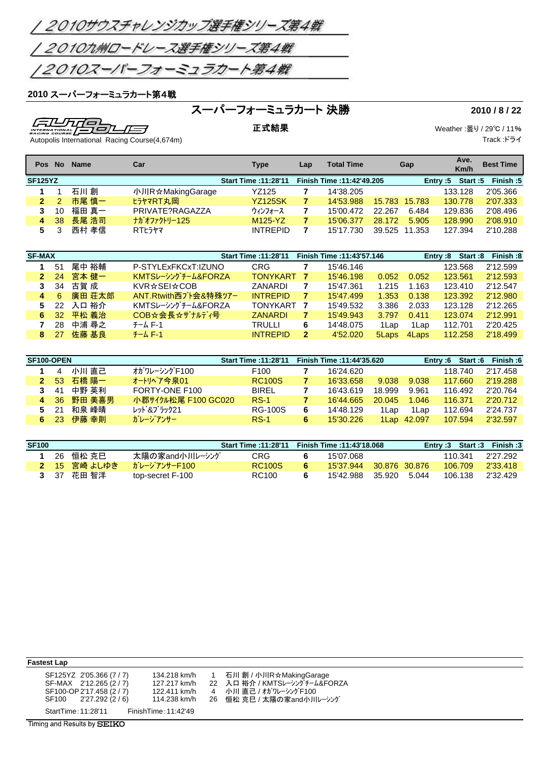/ 2010サウスチャレンジカップ選手権シリーズ第4戦

/ 2010九州ロードレース選手権シリーズ第4戦

/ 2010スーパーフォーミュラカート第4戦

**2010 スーパーフォーミュラカート第4戦**

# スーパーフォーミュラカート 決勝

**2010 / 8 / 22**

**正式結果**

Autopolis International Racing Course(4,674m)

Weather :曇り / 29℃ / 11%

Track :ドライ

| Pos | No | Name | Car | Type | Lap | Total Time | Gap | | Ave. Km/h | Best Time |
|---|---|---|---|---|---|---|---|---|---|---|
| **SF125YZ** | | | | Start Time :11:28'11 | Finish Time :11:42'49.205 | | | | Entry :5 Start :5 | Finish :5 |
| 1 | 1 | 石川 創 | 小川R☆MakingGarage | YZ125 | 7 | 14'38.205 | | | 133.128 | 2'05.366 |
| 2 | 2 | 市尾 慎一 | ﾋﾗﾔﾏRT丸岡 | YZ125SK | 7 | 14'53.988 | 15.783 | 15.783 | 130.778 | 2'07.333 |
| 3 | 10 | 福田 真一 | PRIVATE?RAGAZZA | ｳｨﾝﾌｫｰｽ | 7 | 15'00.472 | 22.267 | 6.484 | 129.836 | 2'08.496 |
| 4 | 38 | 長尾 浩司 | ﾅｶﾞｵﾌｧｸﾄﾘｰ125 | M125-YZ | 7 | 15'06.377 | 28.172 | 5.905 | 128.990 | 2'08.910 |
| 5 | 3 | 西村 孝信 | RTﾋﾗﾔﾏ | INTREPID | 7 | 15'17.730 | 39.525 | 11.353 | 127.394 | 2'10.288 |
| **SF-MAX** | | | | Start Time :11:28'11 | Finish Time :11:43'57.146 | | | | Entry :8 Start :8 | Finish :8 |
| 1 | 51 | 尾中 裕輔 | P-STYLExFKCxT:IZUNO | CRG | 7 | 15'46.146 | | | 123.568 | 2'12.599 |
| 2 | 24 | 宮本 健一 | KMTSﾚｰｼﾝｸﾞﾁｰﾑ&FORZA | TONYKART | 7 | 15'46.198 | 0.052 | 0.052 | 123.561 | 2'12.593 |
| 3 | 34 | 古賀 成 | KVR☆SEI☆COB | ZANARDI | 7 | 15'47.361 | 1.215 | 1.163 | 123.410 | 2'12.547 |
| 4 | 6 | 廣田 荘太郎 | ANT.Rtwith西ﾌﾟﾄ会&特殊ﾂｱｰ | INTREPID | 7 | 15'47.499 | 1.353 | 0.138 | 123.392 | 2'12.980 |
| 5 | 22 | 入口 裕介 | KMTSﾚｰｼﾝｸﾞﾁｰﾑ&FORZA | TONYKART | 7 | 15'49.532 | 3.386 | 2.033 | 123.128 | 2'12.265 |
| 6 | 32 | 平松 義治 | COB☆会長☆ｻﾞﾅﾙﾃﾞｨ号 | ZANARDI | 7 | 15'49.943 | 3.797 | 0.411 | 123.074 | 2'12.991 |
| 7 | 28 | 中浦 尋之 | ﾁｰﾑ F-1 | TRULLI | 6 | 14'48.075 | 1Lap | 1Lap | 112.701 | 2'20.425 |
| 8 | 27 | 佐藤 基良 | ﾁｰﾑ F-1 | INTREPID | 2 | 4'52.020 | 5Laps | 4Laps | 112.258 | 2'18.499 |
| **SF100-OPEN** | | | | Start Time :11:28'11 | Finish Time :11:44'35.620 | | | | Entry :6 Start :6 | Finish :6 |
| 1 | 4 | 小川 直己 | ｵｶﾞﾜﾚｰｼﾝｸﾞF100 | F100 | 7 | 16'24.620 | | | 118.740 | 2'17.458 |
| 2 | 53 | 石橋 陽一 | ｵｰﾄﾘﾍﾟｱ今泉01 | RC100S | 7 | 16'33.658 | 9.038 | 9.038 | 117.660 | 2'19.288 |
| 3 | 41 | 中野 英利 | FORTY-ONE F100 | BIREL | 7 | 16'43.619 | 18.999 | 9.961 | 116.492 | 2'20.764 |
| 4 | 36 | 野田 美喜男 | 小郡ｻｲｸﾙ松尾 F100 GC020 | RS-1 | 7 | 16'44.665 | 20.045 | 1.046 | 116.371 | 2'20.712 |
| 5 | 21 | 和泉 峰晴 | ﾚｯﾄﾞ&ﾌﾞﾗｯｸ21 | RG-100S | 6 | 14'48.129 | 1Lap | 1Lap | 112.694 | 2'24.737 |
| 6 | 23 | 伊藤 幸則 | ｶﾞﾚｰｼﾞｱﾝｻｰ | RS-1 | 6 | 15'30.226 | 1Lap | 42.097 | 107.594 | 2'32.597 |
| **SF100** | | | | Start Time :11:28'11 | Finish Time :11:43'18.068 | | | | Entry :3 Start :3 | Finish :3 |
| 1 | 26 | 恒松 克巳 | 太陽の家and小川ﾚｰｼﾝｸﾞ | CRG | 6 | 15'07.068 | | | 110.341 | 2'27.292 |
| 2 | 15 | 宮崎 よしゆき | ｶﾞﾚｰｼﾞｱﾝｻｰF100 | RC100S | 6 | 15'37.944 | 30.876 | 30.876 | 106.709 | 2'33.418 |
| 3 | 37 | 花田 智洋 | top-secret F-100 | RC100 | 6 | 15'42.988 | 35.920 | 5.044 | 106.138 | 2'32.429 |

**Fastest Lap**

| | | | | |
|---|---|---|---|---|
| SF125YZ | 2'05.366 (7 / 7) | 134.218 km/h | 1 | 石川 創 / 小川R☆MakingGarage |
| SF-MAX | 2'12.265 (2 / 7) | 127.217 km/h | 22 | 入口 裕介 / KMTSﾚｰｼﾝｸﾞﾁｰﾑ&FORZA |
| SF100-OP | 2'17.458 (2 / 7) | 122.411 km/h | 4 | 小川 直己 / ｵｶﾞﾜﾚｰｼﾝｸﾞF100 |
| SF100 | 2'27.292 (2 / 6) | 114.238 km/h | 26 | 恒松 克巳 / 太陽の家and小川ﾚｰｼﾝｸﾞ |

StartTime : 11:28'11 FinishTime : 11:42'49

Timing and Results by SEIKO